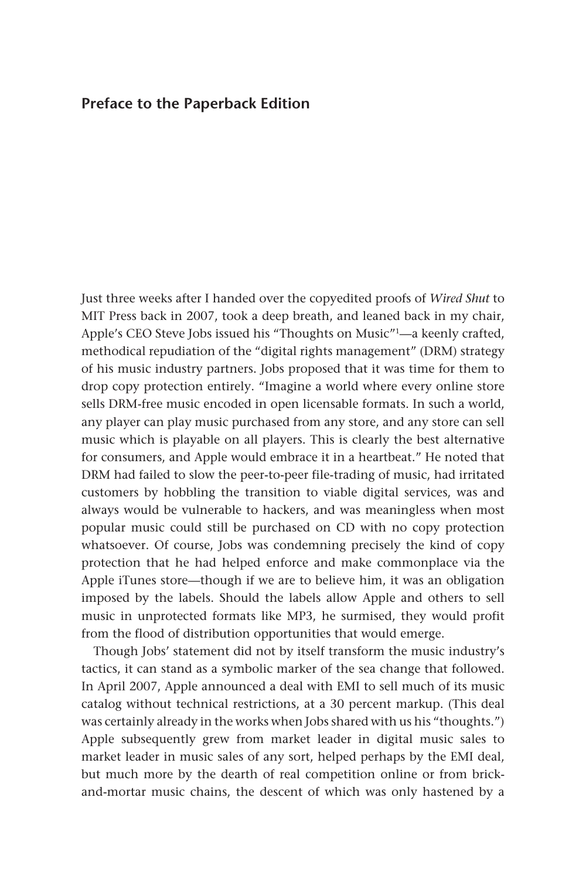## Preface to the Paperback Edition

Just three weeks after I handed over the copyedited proofs of *Wired Shut* to MIT Press back in 2007, took a deep breath, and leaned back in my chair, Apple's CEO Steve Jobs issued his "Thoughts on Music"[1]—a keenly crafted, methodical repudiation of the "digital rights management" (DRM) strategy of his music industry partners. Jobs proposed that it was time for them to drop copy protection entirely. "Imagine a world where every online store sells DRM-free music encoded in open licensable formats. In such a world, any player can play music purchased from any store, and any store can sell music which is playable on all players. This is clearly the best alternative for consumers, and Apple would embrace it in a heartbeat." He noted that DRM had failed to slow the peer-to-peer file-trading of music, had irritated customers by hobbling the transition to viable digital services, was and always would be vulnerable to hackers, and was meaningless when most popular music could still be purchased on CD with no copy protection whatsoever. Of course, Jobs was condemning precisely the kind of copy protection that he had helped enforce and make commonplace via the Apple iTunes store—though if we are to believe him, it was an obligation imposed by the labels. Should the labels allow Apple and others to sell music in unprotected formats like MP3, he surmised, they would profit from the flood of distribution opportunities that would emerge.

Though Jobs' statement did not by itself transform the music industry's tactics, it can stand as a symbolic marker of the sea change that followed. In April 2007, Apple announced a deal with EMI to sell much of its music catalog without technical restrictions, at a 30 percent markup. (This deal was certainly already in the works when Jobs shared with us his "thoughts.") Apple subsequently grew from market leader in digital music sales to market leader in music sales of any sort, helped perhaps by the EMI deal, but much more by the dearth of real competition online or from brick-and-mortar music chains, the descent of which was only hastened by a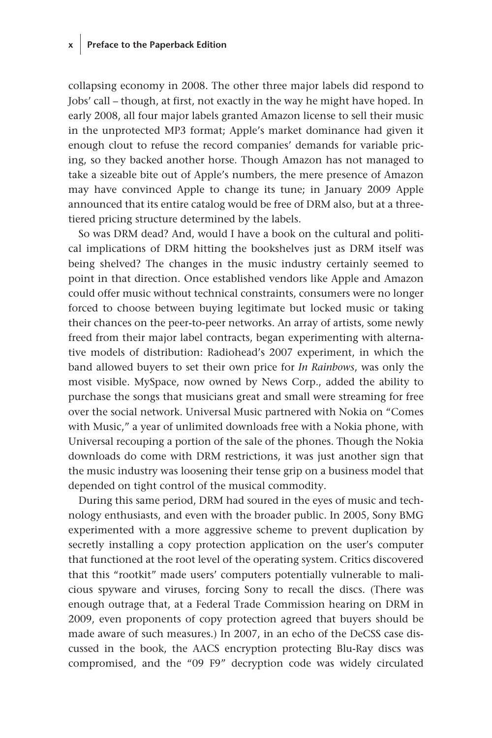collapsing economy in 2008. The other three major labels did respond to Jobs' call – though, at first, not exactly in the way he might have hoped. In early 2008, all four major labels granted Amazon license to sell their music in the unprotected MP3 format; Apple's market dominance had given it enough clout to refuse the record companies' demands for variable pricing, so they backed another horse. Though Amazon has not managed to take a sizeable bite out of Apple's numbers, the mere presence of Amazon may have convinced Apple to change its tune; in January 2009 Apple announced that its entire catalog would be free of DRM also, but at a three-tiered pricing structure determined by the labels.

So was DRM dead? And, would I have a book on the cultural and political implications of DRM hitting the bookshelves just as DRM itself was being shelved? The changes in the music industry certainly seemed to point in that direction. Once established vendors like Apple and Amazon could offer music without technical constraints, consumers were no longer forced to choose between buying legitimate but locked music or taking their chances on the peer-to-peer networks. An array of artists, some newly freed from their major label contracts, began experimenting with alternative models of distribution: Radiohead's 2007 experiment, in which the band allowed buyers to set their own price for *In Rainbows*, was only the most visible. MySpace, now owned by News Corp., added the ability to purchase the songs that musicians great and small were streaming for free over the social network. Universal Music partnered with Nokia on "Comes with Music," a year of unlimited downloads free with a Nokia phone, with Universal recouping a portion of the sale of the phones. Though the Nokia downloads do come with DRM restrictions, it was just another sign that the music industry was loosening their tense grip on a business model that depended on tight control of the musical commodity.

During this same period, DRM had soured in the eyes of music and technology enthusiasts, and even with the broader public. In 2005, Sony BMG experimented with a more aggressive scheme to prevent duplication by secretly installing a copy protection application on the user's computer that functioned at the root level of the operating system. Critics discovered that this "rootkit" made users' computers potentially vulnerable to malicious spyware and viruses, forcing Sony to recall the discs. (There was enough outrage that, at a Federal Trade Commission hearing on DRM in 2009, even proponents of copy protection agreed that buyers should be made aware of such measures.) In 2007, in an echo of the DeCSS case discussed in the book, the AACS encryption protecting Blu-Ray discs was compromised, and the "09 F9" decryption code was widely circulated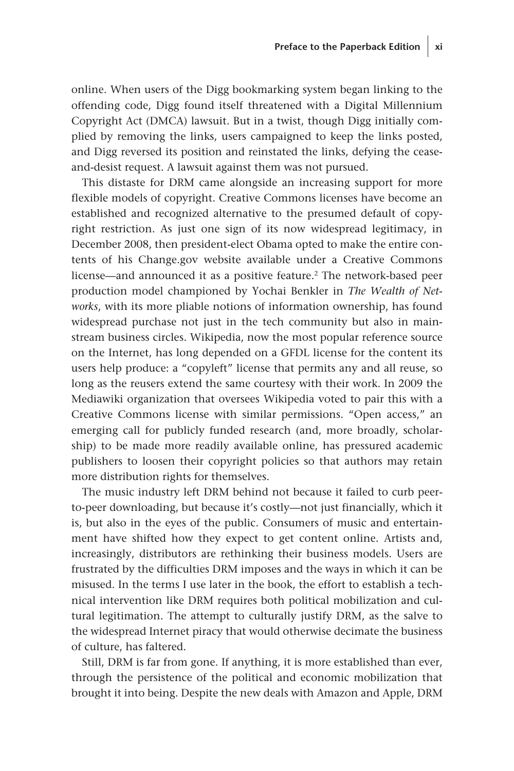online. When users of the Digg bookmarking system began linking to the offending code, Digg found itself threatened with a Digital Millennium Copyright Act (DMCA) lawsuit. But in a twist, though Digg initially complied by removing the links, users campaigned to keep the links posted, and Digg reversed its position and reinstated the links, defying the cease-and-desist request. A lawsuit against them was not pursued.

This distaste for DRM came alongside an increasing support for more flexible models of copyright. Creative Commons licenses have become an established and recognized alternative to the presumed default of copyright restriction. As just one sign of its now widespread legitimacy, in December 2008, then president-elect Obama opted to make the entire contents of his Change.gov website available under a Creative Commons license—and announced it as a positive feature.[2] The network-based peer production model championed by Yochai Benkler in *The Wealth of Networks*, with its more pliable notions of information ownership, has found widespread purchase not just in the tech community but also in mainstream business circles. Wikipedia, now the most popular reference source on the Internet, has long depended on a GFDL license for the content its users help produce: a "copyleft" license that permits any and all reuse, so long as the reusers extend the same courtesy with their work. In 2009 the Mediawiki organization that oversees Wikipedia voted to pair this with a Creative Commons license with similar permissions. "Open access," an emerging call for publicly funded research (and, more broadly, scholarship) to be made more readily available online, has pressured academic publishers to loosen their copyright policies so that authors may retain more distribution rights for themselves.

The music industry left DRM behind not because it failed to curb peer-to-peer downloading, but because it's costly—not just financially, which it is, but also in the eyes of the public. Consumers of music and entertainment have shifted how they expect to get content online. Artists and, increasingly, distributors are rethinking their business models. Users are frustrated by the difficulties DRM imposes and the ways in which it can be misused. In the terms I use later in the book, the effort to establish a technical intervention like DRM requires both political mobilization and cultural legitimation. The attempt to culturally justify DRM, as the salve to the widespread Internet piracy that would otherwise decimate the business of culture, has faltered.

Still, DRM is far from gone. If anything, it is more established than ever, through the persistence of the political and economic mobilization that brought it into being. Despite the new deals with Amazon and Apple, DRM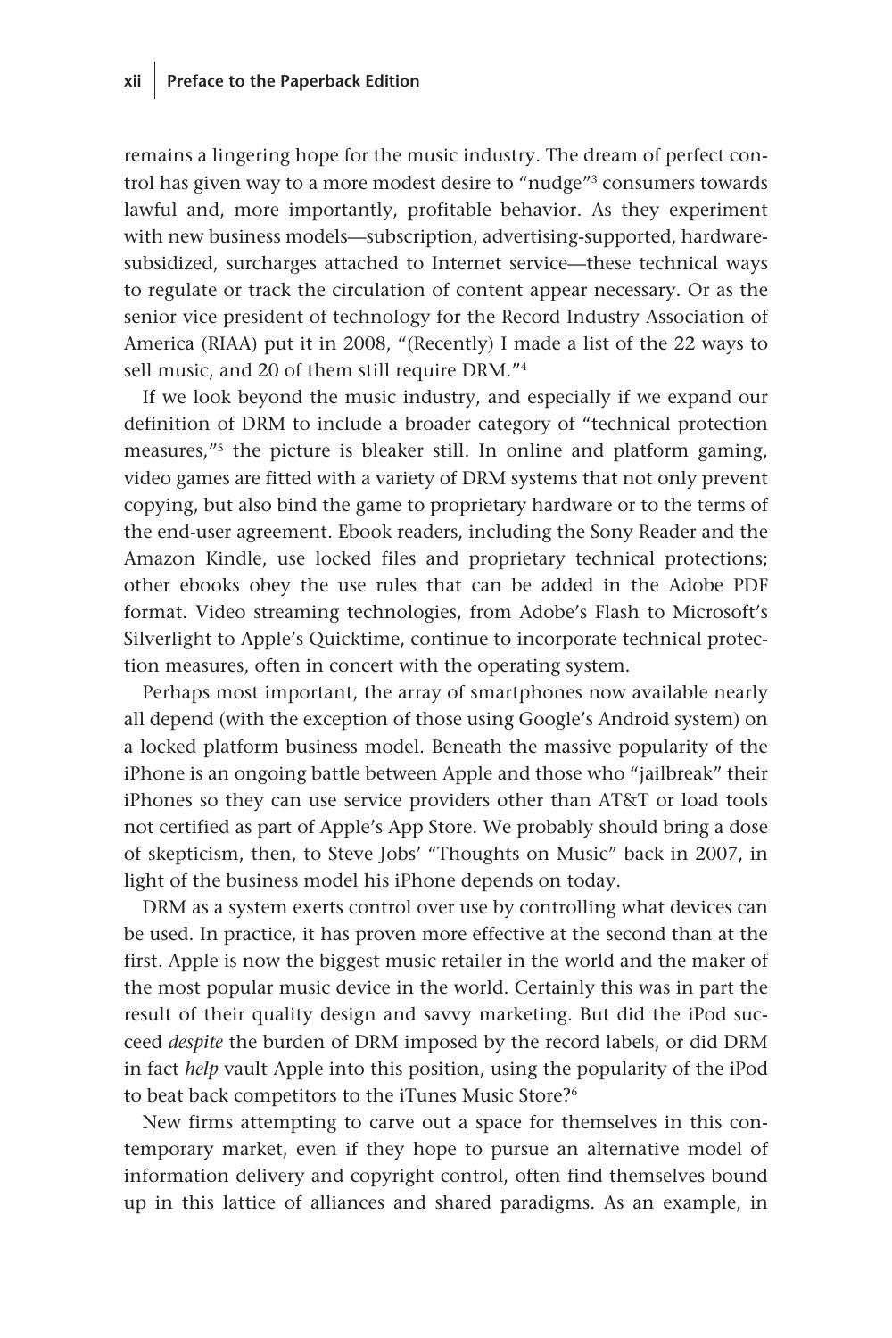remains a lingering hope for the music industry. The dream of perfect control has given way to a more modest desire to "nudge"[3] consumers towards lawful and, more importantly, profitable behavior. As they experiment with new business models—subscription, advertising-supported, hardware-subsidized, surcharges attached to Internet service—these technical ways to regulate or track the circulation of content appear necessary. Or as the senior vice president of technology for the Record Industry Association of America (RIAA) put it in 2008, "(Recently) I made a list of the 22 ways to sell music, and 20 of them still require DRM."[4]

If we look beyond the music industry, and especially if we expand our definition of DRM to include a broader category of "technical protection measures,"[5] the picture is bleaker still. In online and platform gaming, video games are fitted with a variety of DRM systems that not only prevent copying, but also bind the game to proprietary hardware or to the terms of the end-user agreement. Ebook readers, including the Sony Reader and the Amazon Kindle, use locked files and proprietary technical protections; other ebooks obey the use rules that can be added in the Adobe PDF format. Video streaming technologies, from Adobe's Flash to Microsoft's Silverlight to Apple's Quicktime, continue to incorporate technical protection measures, often in concert with the operating system.

Perhaps most important, the array of smartphones now available nearly all depend (with the exception of those using Google's Android system) on a locked platform business model. Beneath the massive popularity of the iPhone is an ongoing battle between Apple and those who "jailbreak" their iPhones so they can use service providers other than AT&T or load tools not certified as part of Apple's App Store. We probably should bring a dose of skepticism, then, to Steve Jobs' "Thoughts on Music" back in 2007, in light of the business model his iPhone depends on today.

DRM as a system exerts control over use by controlling what devices can be used. In practice, it has proven more effective at the second than at the first. Apple is now the biggest music retailer in the world and the maker of the most popular music device in the world. Certainly this was in part the result of their quality design and savvy marketing. But did the iPod succeed *despite* the burden of DRM imposed by the record labels, or did DRM in fact *help* vault Apple into this position, using the popularity of the iPod to beat back competitors to the iTunes Music Store?[6]

New firms attempting to carve out a space for themselves in this contemporary market, even if they hope to pursue an alternative model of information delivery and copyright control, often find themselves bound up in this lattice of alliances and shared paradigms. As an example, in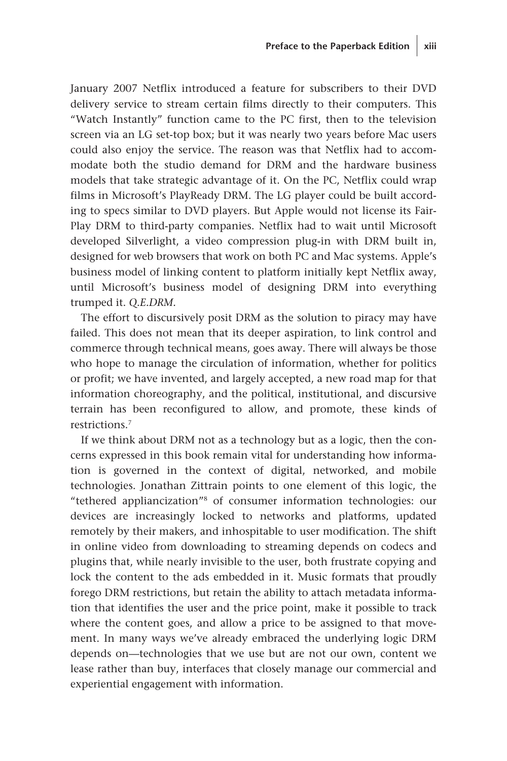January 2007 Netflix introduced a feature for subscribers to their DVD delivery service to stream certain films directly to their computers. This "Watch Instantly" function came to the PC first, then to the television screen via an LG set-top box; but it was nearly two years before Mac users could also enjoy the service. The reason was that Netflix had to accommodate both the studio demand for DRM and the hardware business models that take strategic advantage of it. On the PC, Netflix could wrap films in Microsoft's PlayReady DRM. The LG player could be built according to specs similar to DVD players. But Apple would not license its FairPlay DRM to third-party companies. Netflix had to wait until Microsoft developed Silverlight, a video compression plug-in with DRM built in, designed for web browsers that work on both PC and Mac systems. Apple's business model of linking content to platform initially kept Netflix away, until Microsoft's business model of designing DRM into everything trumped it. *Q.E.DRM.*

The effort to discursively posit DRM as the solution to piracy may have failed. This does not mean that its deeper aspiration, to link control and commerce through technical means, goes away. There will always be those who hope to manage the circulation of information, whether for politics or profit; we have invented, and largely accepted, a new road map for that information choreography, and the political, institutional, and discursive terrain has been reconfigured to allow, and promote, these kinds of restrictions.[7]

If we think about DRM not as a technology but as a logic, then the concerns expressed in this book remain vital for understanding how information is governed in the context of digital, networked, and mobile technologies. Jonathan Zittrain points to one element of this logic, the "tethered appliancization"[8] of consumer information technologies: our devices are increasingly locked to networks and platforms, updated remotely by their makers, and inhospitable to user modification. The shift in online video from downloading to streaming depends on codecs and plugins that, while nearly invisible to the user, both frustrate copying and lock the content to the ads embedded in it. Music formats that proudly forego DRM restrictions, but retain the ability to attach metadata information that identifies the user and the price point, make it possible to track where the content goes, and allow a price to be assigned to that movement. In many ways we've already embraced the underlying logic DRM depends on—technologies that we use but are not our own, content we lease rather than buy, interfaces that closely manage our commercial and experiential engagement with information.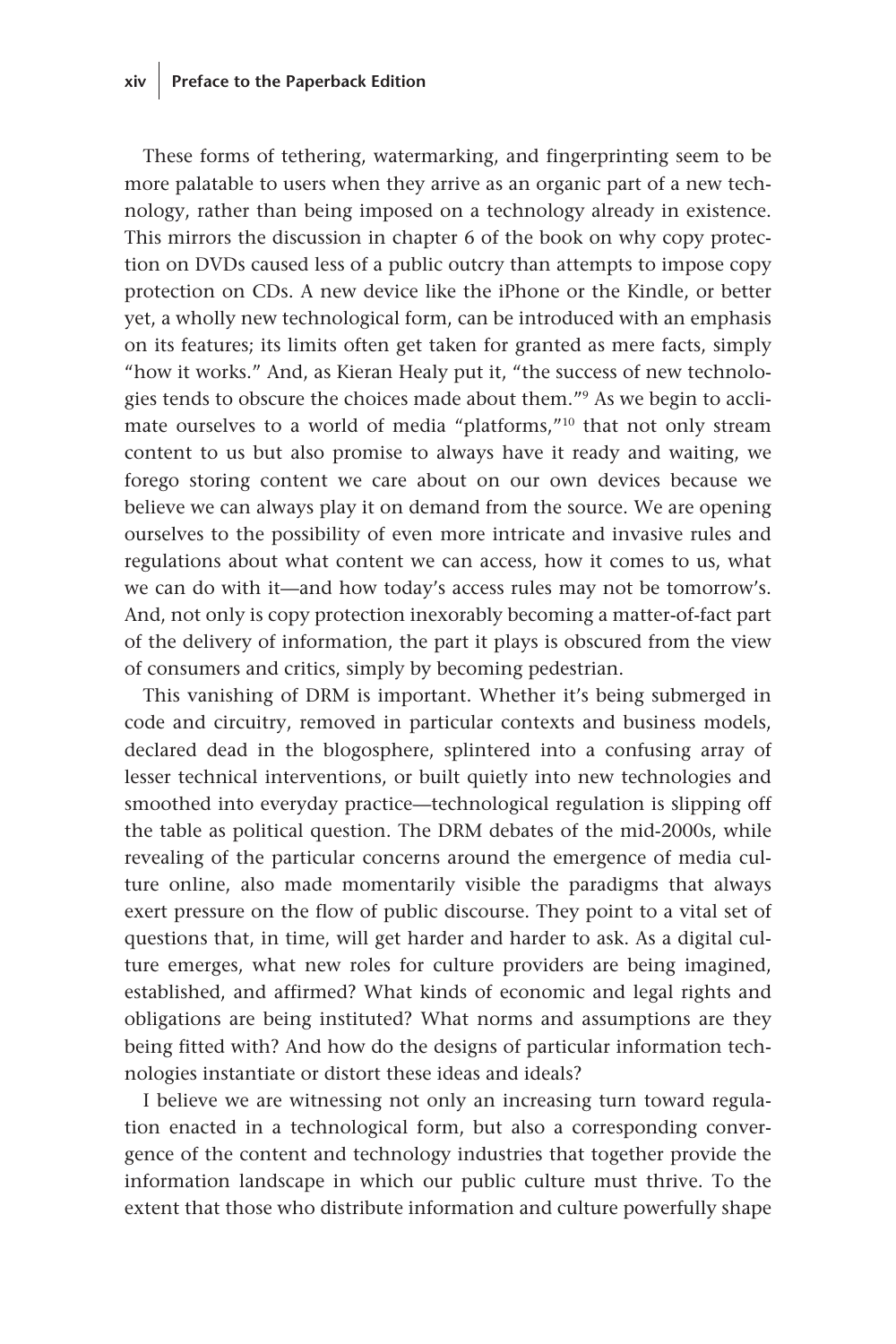These forms of tethering, watermarking, and fingerprinting seem to be more palatable to users when they arrive as an organic part of a new technology, rather than being imposed on a technology already in existence. This mirrors the discussion in chapter 6 of the book on why copy protection on DVDs caused less of a public outcry than attempts to impose copy protection on CDs. A new device like the iPhone or the Kindle, or better yet, a wholly new technological form, can be introduced with an emphasis on its features; its limits often get taken for granted as mere facts, simply "how it works." And, as Kieran Healy put it, "the success of new technologies tends to obscure the choices made about them."[9] As we begin to acclimate ourselves to a world of media "platforms,"[10] that not only stream content to us but also promise to always have it ready and waiting, we forego storing content we care about on our own devices because we believe we can always play it on demand from the source. We are opening ourselves to the possibility of even more intricate and invasive rules and regulations about what content we can access, how it comes to us, what we can do with it—and how today's access rules may not be tomorrow's. And, not only is copy protection inexorably becoming a matter-of-fact part of the delivery of information, the part it plays is obscured from the view of consumers and critics, simply by becoming pedestrian.

This vanishing of DRM is important. Whether it's being submerged in code and circuitry, removed in particular contexts and business models, declared dead in the blogosphere, splintered into a confusing array of lesser technical interventions, or built quietly into new technologies and smoothed into everyday practice—technological regulation is slipping off the table as political question. The DRM debates of the mid-2000s, while revealing of the particular concerns around the emergence of media culture online, also made momentarily visible the paradigms that always exert pressure on the flow of public discourse. They point to a vital set of questions that, in time, will get harder and harder to ask. As a digital culture emerges, what new roles for culture providers are being imagined, established, and affirmed? What kinds of economic and legal rights and obligations are being instituted? What norms and assumptions are they being fitted with? And how do the designs of particular information technologies instantiate or distort these ideas and ideals?

I believe we are witnessing not only an increasing turn toward regulation enacted in a technological form, but also a corresponding convergence of the content and technology industries that together provide the information landscape in which our public culture must thrive. To the extent that those who distribute information and culture powerfully shape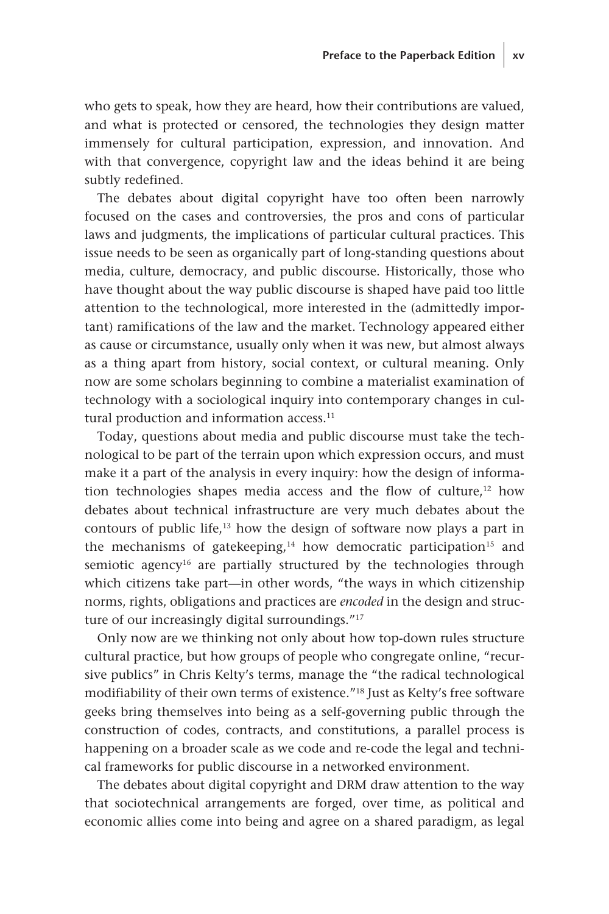who gets to speak, how they are heard, how their contributions are valued, and what is protected or censored, the technologies they design matter immensely for cultural participation, expression, and innovation. And with that convergence, copyright law and the ideas behind it are being subtly redefined.

The debates about digital copyright have too often been narrowly focused on the cases and controversies, the pros and cons of particular laws and judgments, the implications of particular cultural practices. This issue needs to be seen as organically part of long-standing questions about media, culture, democracy, and public discourse. Historically, those who have thought about the way public discourse is shaped have paid too little attention to the technological, more interested in the (admittedly important) ramifications of the law and the market. Technology appeared either as cause or circumstance, usually only when it was new, but almost always as a thing apart from history, social context, or cultural meaning. Only now are some scholars beginning to combine a materialist examination of technology with a sociological inquiry into contemporary changes in cultural production and information access.[11]

Today, questions about media and public discourse must take the technological to be part of the terrain upon which expression occurs, and must make it a part of the analysis in every inquiry: how the design of information technologies shapes media access and the flow of culture,[12] how debates about technical infrastructure are very much debates about the contours of public life,[13] how the design of software now plays a part in the mechanisms of gatekeeping,[14] how democratic participation[15] and semiotic agency[16] are partially structured by the technologies through which citizens take part—in other words, "the ways in which citizenship norms, rights, obligations and practices are *encoded* in the design and structure of our increasingly digital surroundings."[17]

Only now are we thinking not only about how top-down rules structure cultural practice, but how groups of people who congregate online, "recursive publics" in Chris Kelty's terms, manage the "the radical technological modifiability of their own terms of existence."[18] Just as Kelty's free software geeks bring themselves into being as a self-governing public through the construction of codes, contracts, and constitutions, a parallel process is happening on a broader scale as we code and re-code the legal and technical frameworks for public discourse in a networked environment.

The debates about digital copyright and DRM draw attention to the way that sociotechnical arrangements are forged, over time, as political and economic allies come into being and agree on a shared paradigm, as legal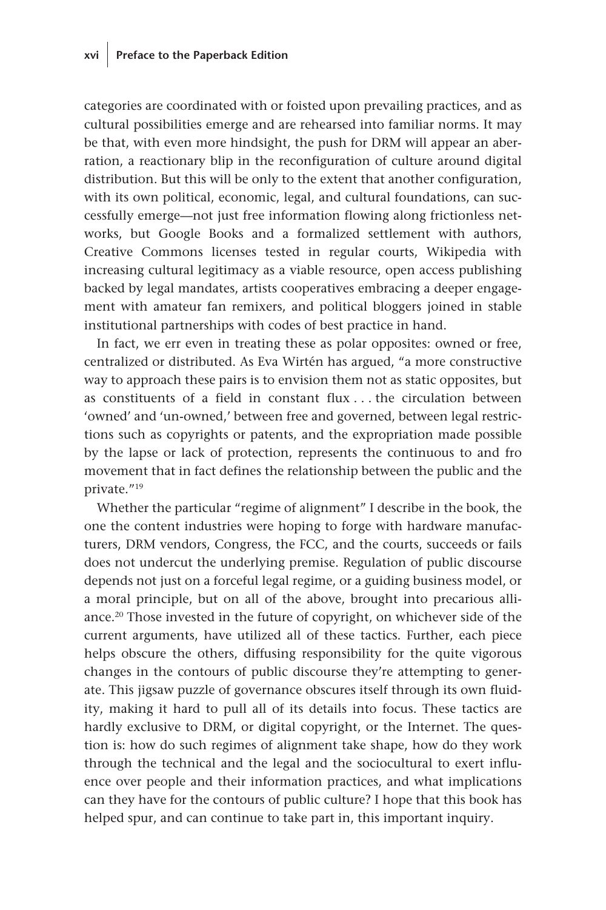categories are coordinated with or foisted upon prevailing practices, and as cultural possibilities emerge and are rehearsed into familiar norms. It may be that, with even more hindsight, the push for DRM will appear an aberration, a reactionary blip in the reconfiguration of culture around digital distribution. But this will be only to the extent that another configuration, with its own political, economic, legal, and cultural foundations, can successfully emerge—not just free information flowing along frictionless networks, but Google Books and a formalized settlement with authors, Creative Commons licenses tested in regular courts, Wikipedia with increasing cultural legitimacy as a viable resource, open access publishing backed by legal mandates, artists cooperatives embracing a deeper engagement with amateur fan remixers, and political bloggers joined in stable institutional partnerships with codes of best practice in hand.

In fact, we err even in treating these as polar opposites: owned or free, centralized or distributed. As Eva Wirtén has argued, "a more constructive way to approach these pairs is to envision them not as static opposites, but as constituents of a field in constant flux . . . the circulation between 'owned' and 'un-owned,' between free and governed, between legal restrictions such as copyrights or patents, and the expropriation made possible by the lapse or lack of protection, represents the continuous to and fro movement that in fact defines the relationship between the public and the private."[19]

Whether the particular "regime of alignment" I describe in the book, the one the content industries were hoping to forge with hardware manufacturers, DRM vendors, Congress, the FCC, and the courts, succeeds or fails does not undercut the underlying premise. Regulation of public discourse depends not just on a forceful legal regime, or a guiding business model, or a moral principle, but on all of the above, brought into precarious alliance.[20] Those invested in the future of copyright, on whichever side of the current arguments, have utilized all of these tactics. Further, each piece helps obscure the others, diffusing responsibility for the quite vigorous changes in the contours of public discourse they're attempting to generate. This jigsaw puzzle of governance obscures itself through its own fluidity, making it hard to pull all of its details into focus. These tactics are hardly exclusive to DRM, or digital copyright, or the Internet. The question is: how do such regimes of alignment take shape, how do they work through the technical and the legal and the sociocultural to exert influence over people and their information practices, and what implications can they have for the contours of public culture? I hope that this book has helped spur, and can continue to take part in, this important inquiry.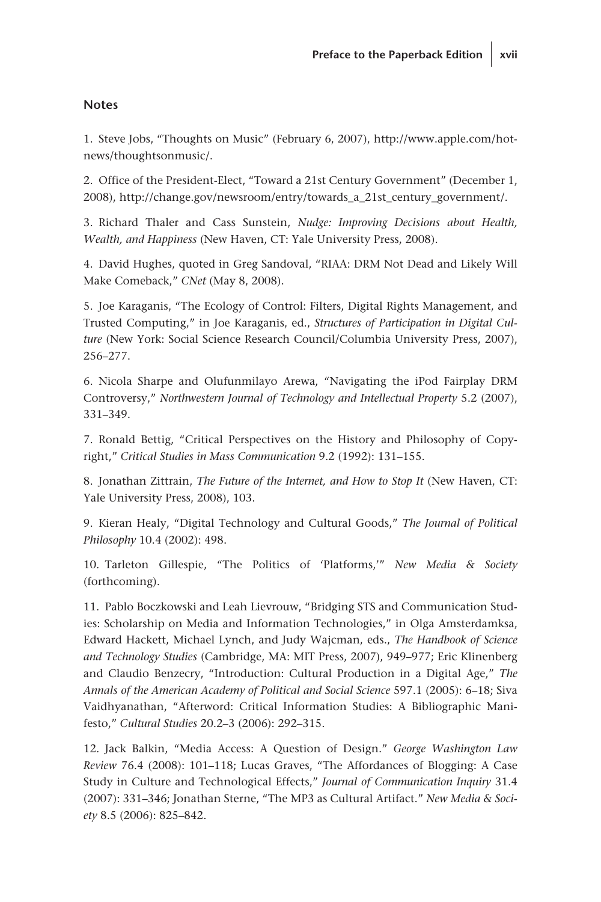## Notes

1. Steve Jobs, "Thoughts on Music" (February 6, 2007), http://www.apple.com/hotnews/thoughtsonmusic/.

2. Office of the President-Elect, "Toward a 21st Century Government" (December 1, 2008), http://change.gov/newsroom/entry/towards_a_21st_century_government/.

3. Richard Thaler and Cass Sunstein, *Nudge: Improving Decisions about Health, Wealth, and Happiness* (New Haven, CT: Yale University Press, 2008).

4. David Hughes, quoted in Greg Sandoval, "RIAA: DRM Not Dead and Likely Will Make Comeback," *CNet* (May 8, 2008).

5. Joe Karaganis, "The Ecology of Control: Filters, Digital Rights Management, and Trusted Computing," in Joe Karaganis, ed., *Structures of Participation in Digital Culture* (New York: Social Science Research Council/Columbia University Press, 2007), 256–277.

6. Nicola Sharpe and Olufunmilayo Arewa, "Navigating the iPod Fairplay DRM Controversy," *Northwestern Journal of Technology and Intellectual Property* 5.2 (2007), 331–349.

7. Ronald Bettig, "Critical Perspectives on the History and Philosophy of Copyright," *Critical Studies in Mass Communication* 9.2 (1992): 131–155.

8. Jonathan Zittrain, *The Future of the Internet, and How to Stop It* (New Haven, CT: Yale University Press, 2008), 103.

9. Kieran Healy, "Digital Technology and Cultural Goods," *The Journal of Political Philosophy* 10.4 (2002): 498.

10. Tarleton Gillespie, "The Politics of 'Platforms,'" *New Media & Society* (forthcoming).

11. Pablo Boczkowski and Leah Lievrouw, "Bridging STS and Communication Studies: Scholarship on Media and Information Technologies," in Olga Amsterdamksa, Edward Hackett, Michael Lynch, and Judy Wajcman, eds., *The Handbook of Science and Technology Studies* (Cambridge, MA: MIT Press, 2007), 949–977; Eric Klinenberg and Claudio Benzecry, "Introduction: Cultural Production in a Digital Age," *The Annals of the American Academy of Political and Social Science* 597.1 (2005): 6–18; Siva Vaidhyanathan, "Afterword: Critical Information Studies: A Bibliographic Manifesto," *Cultural Studies* 20.2–3 (2006): 292–315.

12. Jack Balkin, "Media Access: A Question of Design." *George Washington Law Review* 76.4 (2008): 101–118; Lucas Graves, "The Affordances of Blogging: A Case Study in Culture and Technological Effects," *Journal of Communication Inquiry* 31.4 (2007): 331–346; Jonathan Sterne, "The MP3 as Cultural Artifact." *New Media & Society* 8.5 (2006): 825–842.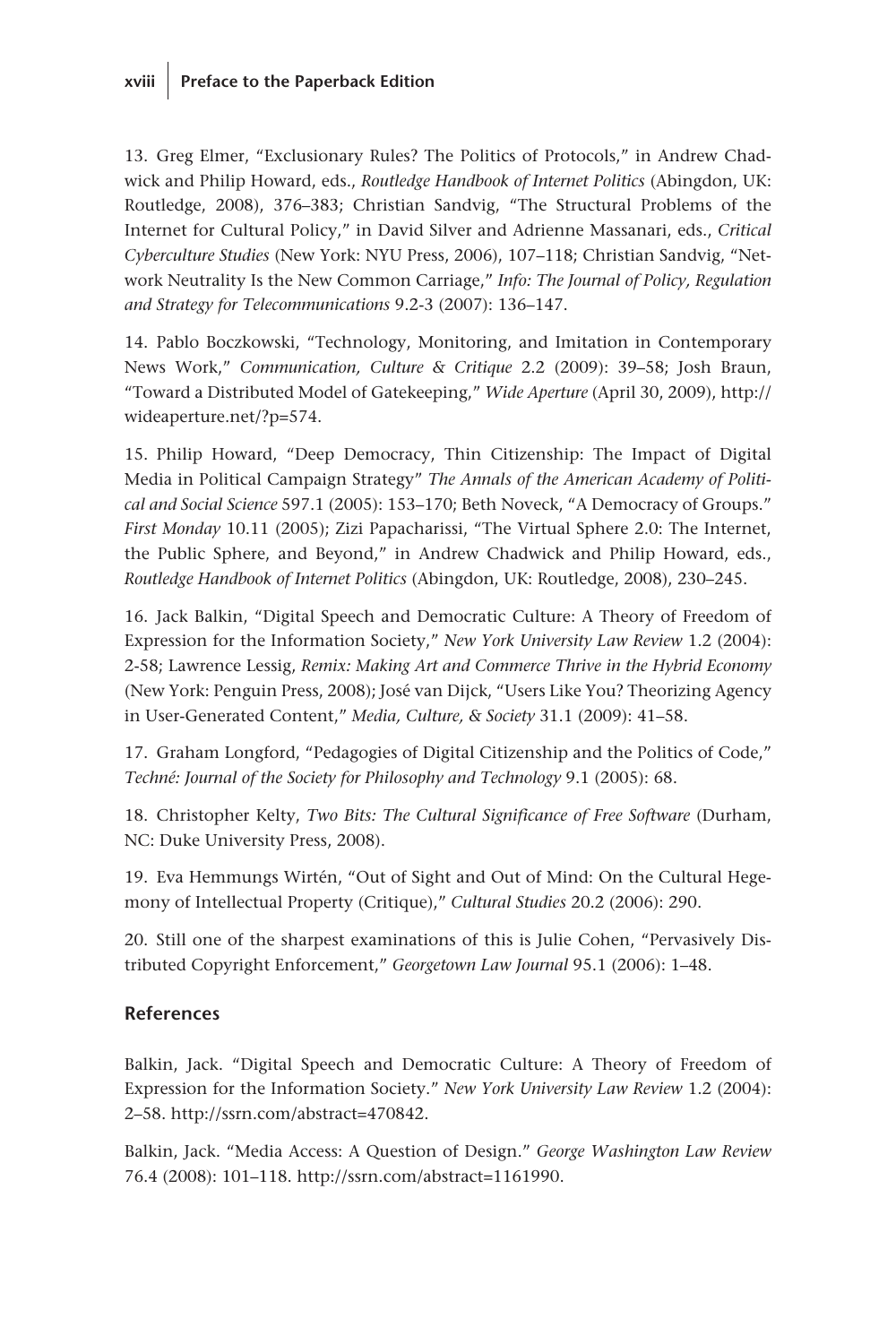13. Greg Elmer, "Exclusionary Rules? The Politics of Protocols," in Andrew Chadwick and Philip Howard, eds., *Routledge Handbook of Internet Politics* (Abingdon, UK: Routledge, 2008), 376–383; Christian Sandvig, "The Structural Problems of the Internet for Cultural Policy," in David Silver and Adrienne Massanari, eds., *Critical Cyberculture Studies* (New York: NYU Press, 2006), 107–118; Christian Sandvig, "Network Neutrality Is the New Common Carriage," *Info: The Journal of Policy, Regulation and Strategy for Telecommunications* 9.2-3 (2007): 136–147.

14. Pablo Boczkowski, "Technology, Monitoring, and Imitation in Contemporary News Work," *Communication, Culture & Critique* 2.2 (2009): 39–58; Josh Braun, "Toward a Distributed Model of Gatekeeping," *Wide Aperture* (April 30, 2009), http://wideaperture.net/?p=574.

15. Philip Howard, "Deep Democracy, Thin Citizenship: The Impact of Digital Media in Political Campaign Strategy" *The Annals of the American Academy of Political and Social Science* 597.1 (2005): 153–170; Beth Noveck, "A Democracy of Groups." *First Monday* 10.11 (2005); Zizi Papacharissi, "The Virtual Sphere 2.0: The Internet, the Public Sphere, and Beyond," in Andrew Chadwick and Philip Howard, eds., *Routledge Handbook of Internet Politics* (Abingdon, UK: Routledge, 2008), 230–245.

16. Jack Balkin, "Digital Speech and Democratic Culture: A Theory of Freedom of Expression for the Information Society," *New York University Law Review* 1.2 (2004): 2-58; Lawrence Lessig, *Remix: Making Art and Commerce Thrive in the Hybrid Economy* (New York: Penguin Press, 2008); José van Dijck, "Users Like You? Theorizing Agency in User-Generated Content," *Media, Culture, & Society* 31.1 (2009): 41–58.

17. Graham Longford, "Pedagogies of Digital Citizenship and the Politics of Code," *Techné: Journal of the Society for Philosophy and Technology* 9.1 (2005): 68.

18. Christopher Kelty, *Two Bits: The Cultural Significance of Free Software* (Durham, NC: Duke University Press, 2008).

19. Eva Hemmungs Wirtén, "Out of Sight and Out of Mind: On the Cultural Hegemony of Intellectual Property (Critique)," *Cultural Studies* 20.2 (2006): 290.

20. Still one of the sharpest examinations of this is Julie Cohen, "Pervasively Distributed Copyright Enforcement," *Georgetown Law Journal* 95.1 (2006): 1–48.

## References

Balkin, Jack. "Digital Speech and Democratic Culture: A Theory of Freedom of Expression for the Information Society." *New York University Law Review* 1.2 (2004): 2–58. http://ssrn.com/abstract=470842.

Balkin, Jack. "Media Access: A Question of Design." *George Washington Law Review* 76.4 (2008): 101–118. http://ssrn.com/abstract=1161990.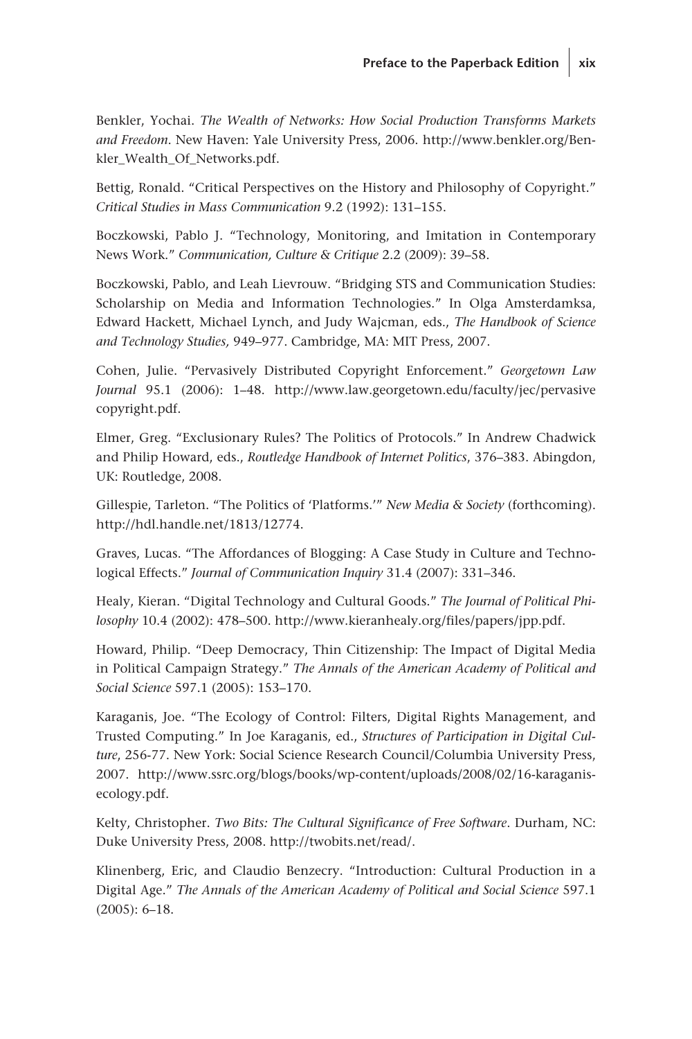Benkler, Yochai. *The Wealth of Networks: How Social Production Transforms Markets and Freedom*. New Haven: Yale University Press, 2006. http://www.benkler.org/Benkler_Wealth_Of_Networks.pdf.

Bettig, Ronald. "Critical Perspectives on the History and Philosophy of Copyright." *Critical Studies in Mass Communication* 9.2 (1992): 131–155.

Boczkowski, Pablo J. "Technology, Monitoring, and Imitation in Contemporary News Work." *Communication, Culture & Critique* 2.2 (2009): 39–58.

Boczkowski, Pablo, and Leah Lievrouw. "Bridging STS and Communication Studies: Scholarship on Media and Information Technologies." In Olga Amsterdamksa, Edward Hackett, Michael Lynch, and Judy Wajcman, eds., *The Handbook of Science and Technology Studies,* 949–977. Cambridge, MA: MIT Press, 2007.

Cohen, Julie. "Pervasively Distributed Copyright Enforcement." *Georgetown Law Journal* 95.1 (2006): 1–48. http://www.law.georgetown.edu/faculty/jec/pervasivecopyright.pdf.

Elmer, Greg. "Exclusionary Rules? The Politics of Protocols." In Andrew Chadwick and Philip Howard, eds., *Routledge Handbook of Internet Politics*, 376–383. Abingdon, UK: Routledge, 2008.

Gillespie, Tarleton. "The Politics of 'Platforms.'" *New Media & Society* (forthcoming). http://hdl.handle.net/1813/12774.

Graves, Lucas. "The Affordances of Blogging: A Case Study in Culture and Technological Effects." *Journal of Communication Inquiry* 31.4 (2007): 331–346.

Healy, Kieran. "Digital Technology and Cultural Goods." *The Journal of Political Philosophy* 10.4 (2002): 478–500. http://www.kieranhealy.org/files/papers/jpp.pdf.

Howard, Philip. "Deep Democracy, Thin Citizenship: The Impact of Digital Media in Political Campaign Strategy." *The Annals of the American Academy of Political and Social Science* 597.1 (2005): 153–170.

Karaganis, Joe. "The Ecology of Control: Filters, Digital Rights Management, and Trusted Computing." In Joe Karaganis, ed., *Structures of Participation in Digital Culture*, 256-77. New York: Social Science Research Council/Columbia University Press, 2007. http://www.ssrc.org/blogs/books/wp-content/uploads/2008/02/16-karaganis-ecology.pdf.

Kelty, Christopher. *Two Bits: The Cultural Significance of Free Software*. Durham, NC: Duke University Press, 2008. http://twobits.net/read/.

Klinenberg, Eric, and Claudio Benzecry. "Introduction: Cultural Production in a Digital Age." *The Annals of the American Academy of Political and Social Science* 597.1 (2005): 6–18.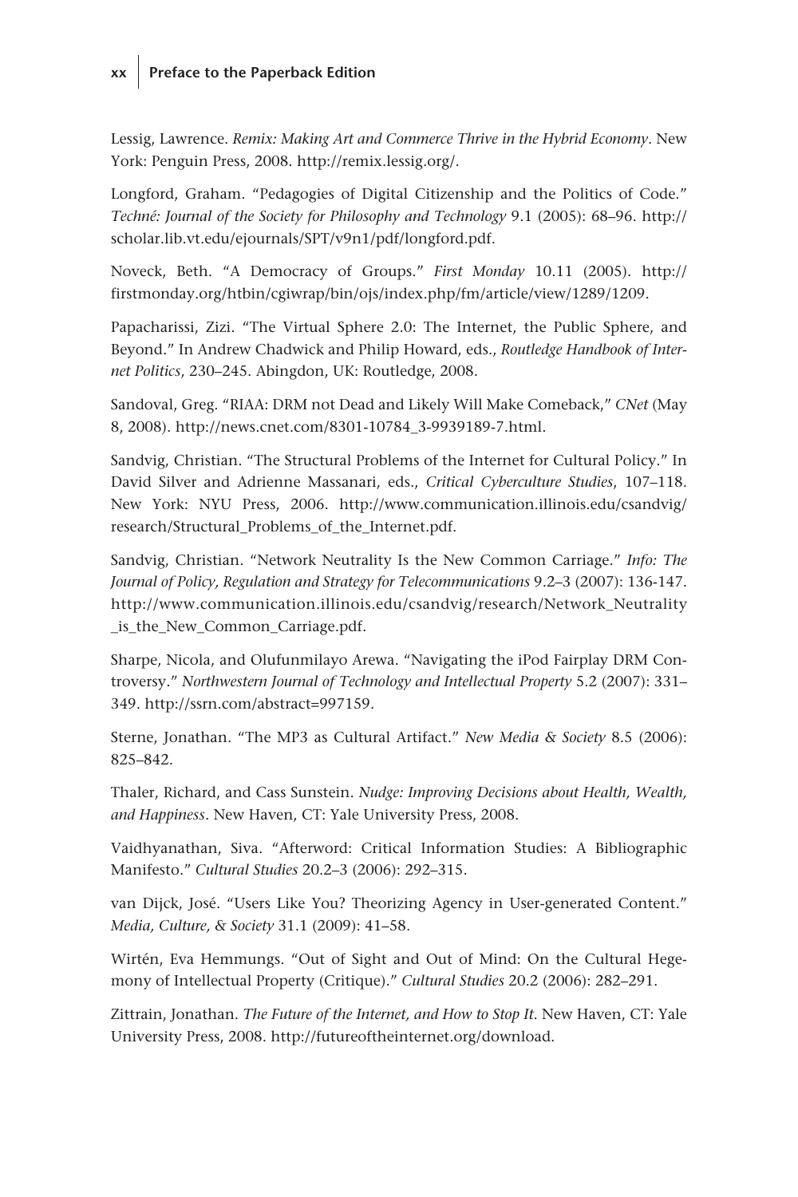Lessig, Lawrence. *Remix: Making Art and Commerce Thrive in the Hybrid Economy*. New York: Penguin Press, 2008. http://remix.lessig.org/.

Longford, Graham. "Pedagogies of Digital Citizenship and the Politics of Code." *Techné: Journal of the Society for Philosophy and Technology* 9.1 (2005): 68–96. http://scholar.lib.vt.edu/ejournals/SPT/v9n1/pdf/longford.pdf.

Noveck, Beth. "A Democracy of Groups." *First Monday* 10.11 (2005). http://firstmonday.org/htbin/cgiwrap/bin/ojs/index.php/fm/article/view/1289/1209.

Papacharissi, Zizi. "The Virtual Sphere 2.0: The Internet, the Public Sphere, and Beyond." In Andrew Chadwick and Philip Howard, eds., *Routledge Handbook of Internet Politics*, 230–245. Abingdon, UK: Routledge, 2008.

Sandoval, Greg. "RIAA: DRM not Dead and Likely Will Make Comeback," *CNet* (May 8, 2008). http://news.cnet.com/8301-10784_3-9939189-7.html.

Sandvig, Christian. "The Structural Problems of the Internet for Cultural Policy." In David Silver and Adrienne Massanari, eds., *Critical Cyberculture Studies*, 107–118. New York: NYU Press, 2006. http://www.communication.illinois.edu/csandvig/research/Structural_Problems_of_the_Internet.pdf.

Sandvig, Christian. "Network Neutrality Is the New Common Carriage." *Info: The Journal of Policy, Regulation and Strategy for Telecommunications* 9.2–3 (2007): 136-147. http://www.communication.illinois.edu/csandvig/research/Network_Neutrality_is_the_New_Common_Carriage.pdf.

Sharpe, Nicola, and Olufunmilayo Arewa. "Navigating the iPod Fairplay DRM Controversy." *Northwestern Journal of Technology and Intellectual Property* 5.2 (2007): 331–349. http://ssrn.com/abstract=997159.

Sterne, Jonathan. "The MP3 as Cultural Artifact." *New Media & Society* 8.5 (2006): 825–842.

Thaler, Richard, and Cass Sunstein. *Nudge: Improving Decisions about Health, Wealth, and Happiness*. New Haven, CT: Yale University Press, 2008.

Vaidhyanathan, Siva. "Afterword: Critical Information Studies: A Bibliographic Manifesto." *Cultural Studies* 20.2–3 (2006): 292–315.

van Dijck, José. "Users Like You? Theorizing Agency in User-generated Content." *Media, Culture, & Society* 31.1 (2009): 41–58.

Wirtén, Eva Hemmungs. "Out of Sight and Out of Mind: On the Cultural Hegemony of Intellectual Property (Critique)." *Cultural Studies* 20.2 (2006): 282–291.

Zittrain, Jonathan. *The Future of the Internet, and How to Stop It*. New Haven, CT: Yale University Press, 2008. http://futureoftheinternet.org/download.